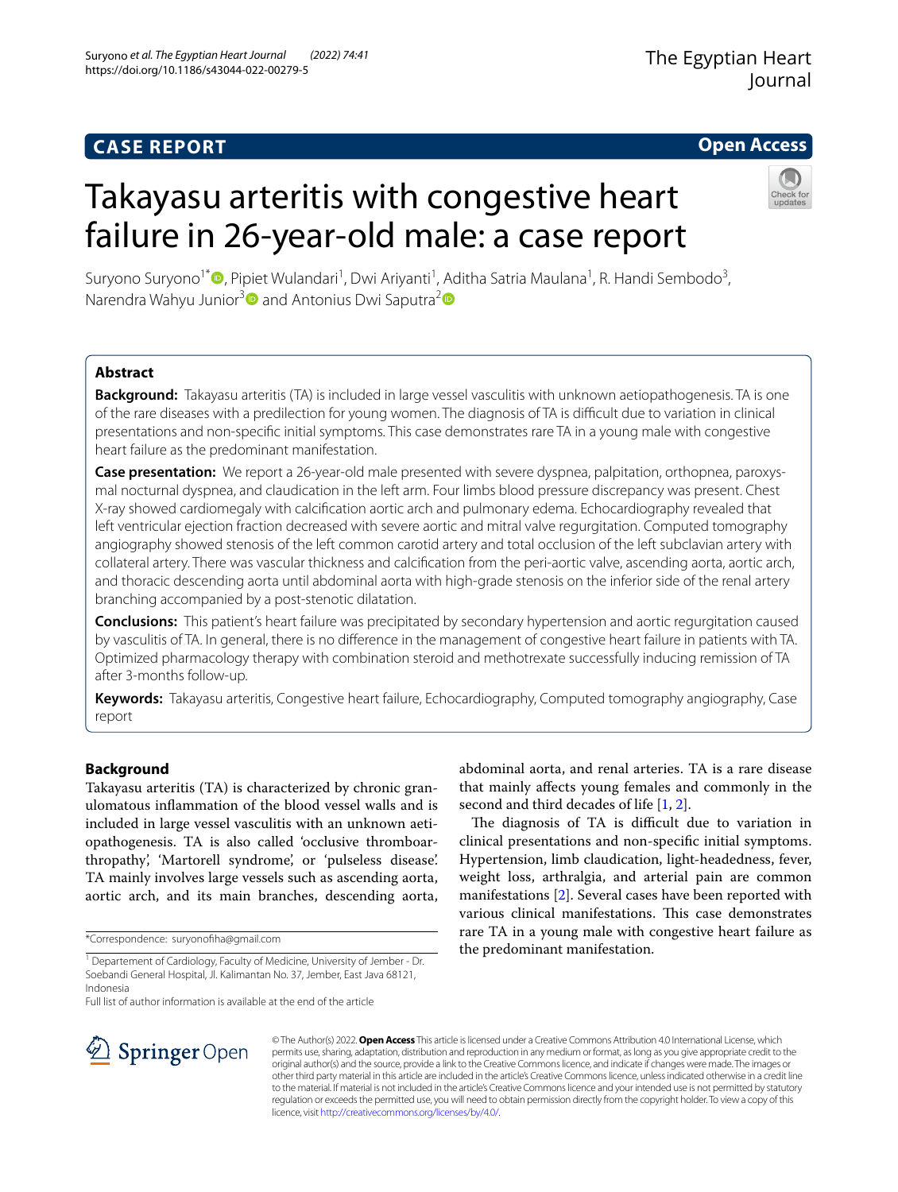CASE REPORT

Open Access

# Takayasu arteritis with congestive heart failure in 26-year-old male: a case report

Suryono Suryono[1*], Pipiet Wulandari[1], Dwi Ariyanti[1], Aditha Satria Maulana[1], R. Handi Sembodo[3], Narendra Wahyu Junior[3] and Antonius Dwi Saputra[2]

## Abstract

**Background:** Takayasu arteritis (TA) is included in large vessel vasculitis with unknown aetiopathogenesis. TA is one of the rare diseases with a predilection for young women. The diagnosis of TA is difficult due to variation in clinical presentations and non-specific initial symptoms. This case demonstrates rare TA in a young male with congestive heart failure as the predominant manifestation.

**Case presentation:** We report a 26-year-old male presented with severe dyspnea, palpitation, orthopnea, paroxysmal nocturnal dyspnea, and claudication in the left arm. Four limbs blood pressure discrepancy was present. Chest X-ray showed cardiomegaly with calcification aortic arch and pulmonary edema. Echocardiography revealed that left ventricular ejection fraction decreased with severe aortic and mitral valve regurgitation. Computed tomography angiography showed stenosis of the left common carotid artery and total occlusion of the left subclavian artery with collateral artery. There was vascular thickness and calcification from the peri-aortic valve, ascending aorta, aortic arch, and thoracic descending aorta until abdominal aorta with high-grade stenosis on the inferior side of the renal artery branching accompanied by a post-stenotic dilatation.

**Conclusions:** This patient's heart failure was precipitated by secondary hypertension and aortic regurgitation caused by vasculitis of TA. In general, there is no difference in the management of congestive heart failure in patients with TA. Optimized pharmacology therapy with combination steroid and methotrexate successfully inducing remission of TA after 3-months follow-up.

**Keywords:** Takayasu arteritis, Congestive heart failure, Echocardiography, Computed tomography angiography, Case report

## Background

Takayasu arteritis (TA) is characterized by chronic granulomatous inflammation of the blood vessel walls and is included in large vessel vasculitis with an unknown aetiopathogenesis. TA is also called 'occlusive thromboarthropathy', 'Martorell syndrome', or 'pulseless disease'. TA mainly involves large vessels such as ascending aorta, aortic arch, and its main branches, descending aorta, abdominal aorta, and renal arteries. TA is a rare disease that mainly affects young females and commonly in the second and third decades of life [1, 2].

The diagnosis of TA is difficult due to variation in clinical presentations and non-specific initial symptoms. Hypertension, limb claudication, light-headedness, fever, weight loss, arthralgia, and arterial pain are common manifestations [2]. Several cases have been reported with various clinical manifestations. This case demonstrates rare TA in a young male with congestive heart failure as the predominant manifestation.

*Correspondence: suryonofiha@gmail.com

[1] Departement of Cardiology, Faculty of Medicine, University of Jember - Dr. Soebandi General Hospital, Jl. Kalimantan No. 37, Jember, East Java 68121, Indonesia

Full list of author information is available at the end of the article

© The Author(s) 2022. **Open Access** This article is licensed under a Creative Commons Attribution 4.0 International License, which permits use, sharing, adaptation, distribution and reproduction in any medium or format, as long as you give appropriate credit to the original author(s) and the source, provide a link to the Creative Commons licence, and indicate if changes were made. The images or other third party material in this article are included in the article's Creative Commons licence, unless indicated otherwise in a credit line to the material. If material is not included in the article's Creative Commons licence and your intended use is not permitted by statutory regulation or exceeds the permitted use, you will need to obtain permission directly from the copyright holder. To view a copy of this licence, visit http://creativecommons.org/licenses/by/4.0/.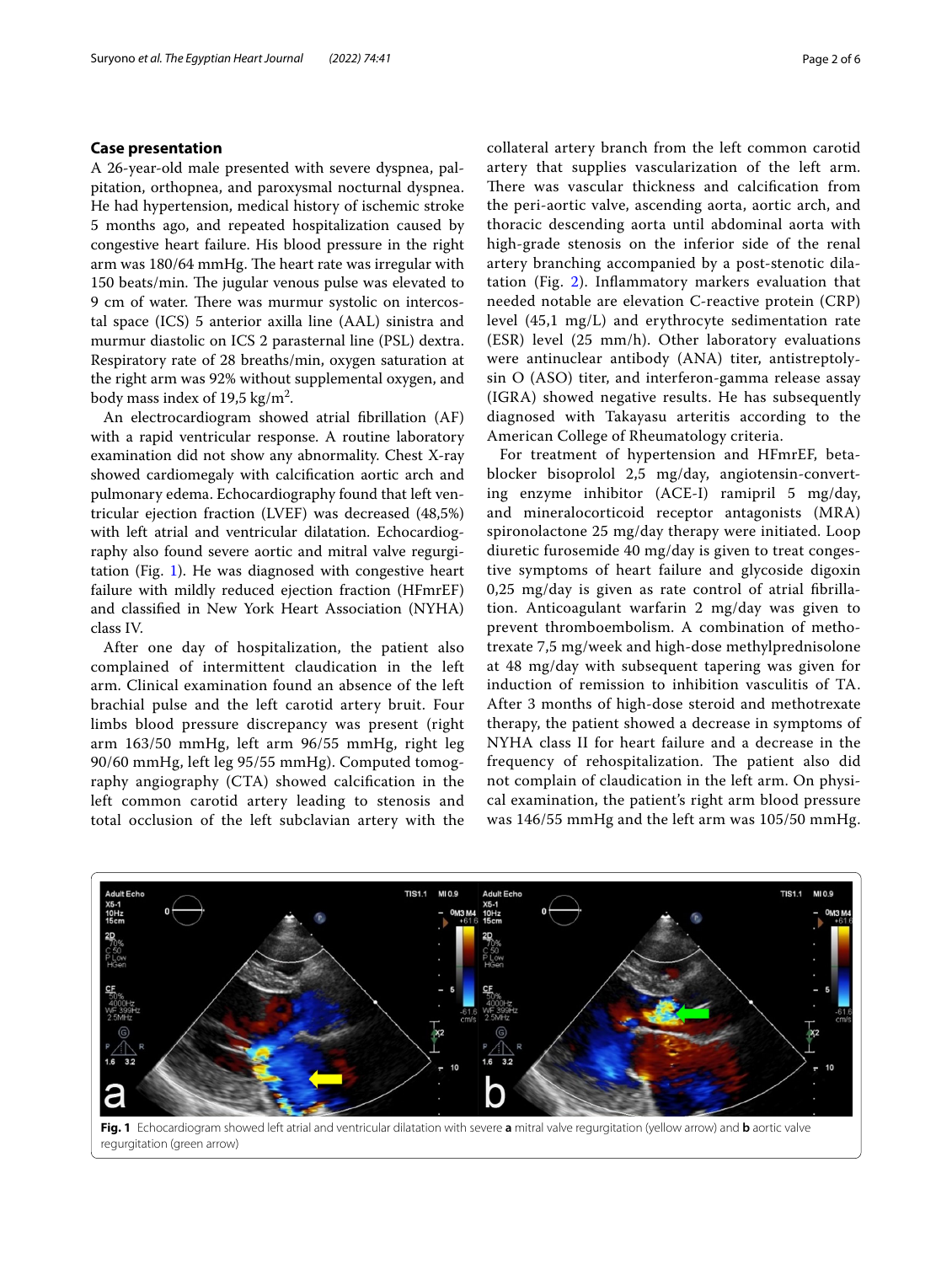## Case presentation

A 26-year-old male presented with severe dyspnea, palpitation, orthopnea, and paroxysmal nocturnal dyspnea. He had hypertension, medical history of ischemic stroke 5 months ago, and repeated hospitalization caused by congestive heart failure. His blood pressure in the right arm was 180/64 mmHg. The heart rate was irregular with 150 beats/min. The jugular venous pulse was elevated to 9 cm of water. There was murmur systolic on intercostal space (ICS) 5 anterior axilla line (AAL) sinistra and murmur diastolic on ICS 2 parasternal line (PSL) dextra. Respiratory rate of 28 breaths/min, oxygen saturation at the right arm was 92% without supplemental oxygen, and body mass index of 19,5 kg/m$^2$.

An electrocardiogram showed atrial fibrillation (AF) with a rapid ventricular response. A routine laboratory examination did not show any abnormality. Chest X-ray showed cardiomegaly with calcification aortic arch and pulmonary edema. Echocardiography found that left ventricular ejection fraction (LVEF) was decreased (48,5%) with left atrial and ventricular dilatation. Echocardiography also found severe aortic and mitral valve regurgitation (Fig. 1). He was diagnosed with congestive heart failure with mildly reduced ejection fraction (HFmrEF) and classified in New York Heart Association (NYHA) class IV.

After one day of hospitalization, the patient also complained of intermittent claudication in the left arm. Clinical examination found an absence of the left brachial pulse and the left carotid artery bruit. Four limbs blood pressure discrepancy was present (right arm 163/50 mmHg, left arm 96/55 mmHg, right leg 90/60 mmHg, left leg 95/55 mmHg). Computed tomography angiography (CTA) showed calcification in the left common carotid artery leading to stenosis and total occlusion of the left subclavian artery with the collateral artery branch from the left common carotid artery that supplies vascularization of the left arm. There was vascular thickness and calcification from the peri-aortic valve, ascending aorta, aortic arch, and thoracic descending aorta until abdominal aorta with high-grade stenosis on the inferior side of the renal artery branching accompanied by a post-stenotic dilatation (Fig. 2). Inflammatory markers evaluation that needed notable are elevation C-reactive protein (CRP) level (45,1 mg/L) and erythrocyte sedimentation rate (ESR) level (25 mm/h). Other laboratory evaluations were antinuclear antibody (ANA) titer, antistreptolysin O (ASO) titer, and interferon-gamma release assay (IGRA) showed negative results. He has subsequently diagnosed with Takayasu arteritis according to the American College of Rheumatology criteria.

For treatment of hypertension and HFmrEF, beta-blocker bisoprolol 2,5 mg/day, angiotensin-converting enzyme inhibitor (ACE-I) ramipril 5 mg/day, and mineralocorticoid receptor antagonists (MRA) spironolactone 25 mg/day therapy were initiated. Loop diuretic furosemide 40 mg/day is given to treat congestive symptoms of heart failure and glycoside digoxin 0,25 mg/day is given as rate control of atrial fibrillation. Anticoagulant warfarin 2 mg/day was given to prevent thromboembolism. A combination of methotrexate 7,5 mg/week and high-dose methylprednisolone at 48 mg/day with subsequent tapering was given for induction of remission to inhibition vasculitis of TA. After 3 months of high-dose steroid and methotrexate therapy, the patient showed a decrease in symptoms of NYHA class II for heart failure and a decrease in the frequency of rehospitalization. The patient also did not complain of claudication in the left arm. On physical examination, the patient's right arm blood pressure was 146/55 mmHg and the left arm was 105/50 mmHg.

**Fig. 1** Echocardiogram showed left atrial and ventricular dilatation with severe **a** mitral valve regurgitation (yellow arrow) and **b** aortic valve regurgitation (green arrow)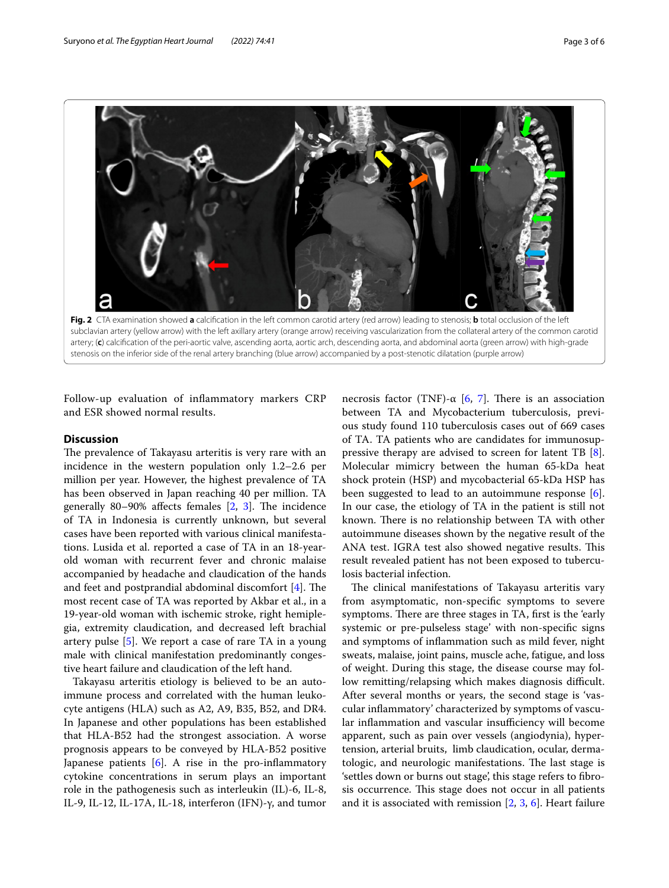Fig. 2 CTA examination showed **a** calcification in the left common carotid artery (red arrow) leading to stenosis; **b** total occlusion of the left subclavian artery (yellow arrow) with the left axillary artery (orange arrow) receiving vascularization from the collateral artery of the common carotid artery; (**c**) calcification of the peri-aortic valve, ascending aorta, aortic arch, descending aorta, and abdominal aorta (green arrow) with high-grade stenosis on the inferior side of the renal artery branching (blue arrow) accompanied by a post-stenotic dilatation (purple arrow)

Follow-up evaluation of inflammatory markers CRP and ESR showed normal results.

## Discussion

The prevalence of Takayasu arteritis is very rare with an incidence in the western population only 1.2–2.6 per million per year. However, the highest prevalence of TA has been observed in Japan reaching 40 per million. TA generally 80–90% affects females [2, 3]. The incidence of TA in Indonesia is currently unknown, but several cases have been reported with various clinical manifestations. Lusida et al. reported a case of TA in an 18-year-old woman with recurrent fever and chronic malaise accompanied by headache and claudication of the hands and feet and postprandial abdominal discomfort [4]. The most recent case of TA was reported by Akbar et al., in a 19-year-old woman with ischemic stroke, right hemiplegia, extremity claudication, and decreased left brachial artery pulse [5]. We report a case of rare TA in a young male with clinical manifestation predominantly congestive heart failure and claudication of the left hand.

Takayasu arteritis etiology is believed to be an autoimmune process and correlated with the human leukocyte antigens (HLA) such as A2, A9, B35, B52, and DR4. In Japanese and other populations has been established that HLA-B52 had the strongest association. A worse prognosis appears to be conveyed by HLA-B52 positive Japanese patients [6]. A rise in the pro-inflammatory cytokine concentrations in serum plays an important role in the pathogenesis such as interleukin (IL)-6, IL-8, IL-9, IL-12, IL-17A, IL-18, interferon (IFN)-γ, and tumor necrosis factor (TNF)-α [6, 7]. There is an association between TA and Mycobacterium tuberculosis, previous study found 110 tuberculosis cases out of 669 cases of TA. TA patients who are candidates for immunosuppressive therapy are advised to screen for latent TB [8]. Molecular mimicry between the human 65-kDa heat shock protein (HSP) and mycobacterial 65-kDa HSP has been suggested to lead to an autoimmune response [6]. In our case, the etiology of TA in the patient is still not known. There is no relationship between TA with other autoimmune diseases shown by the negative result of the ANA test. IGRA test also showed negative results. This result revealed patient has not been exposed to tuberculosis bacterial infection.

The clinical manifestations of Takayasu arteritis vary from asymptomatic, non-specific symptoms to severe symptoms. There are three stages in TA, first is the 'early systemic or pre-pulseless stage' with non-specific signs and symptoms of inflammation such as mild fever, night sweats, malaise, joint pains, muscle ache, fatigue, and loss of weight. During this stage, the disease course may follow remitting/relapsing which makes diagnosis difficult. After several months or years, the second stage is 'vascular inflammatory' characterized by symptoms of vascular inflammation and vascular insufficiency will become apparent, such as pain over vessels (angiodynia), hypertension, arterial bruits, limb claudication, ocular, dermatologic, and neurologic manifestations. The last stage is 'settles down or burns out stage', this stage refers to fibrosis occurrence. This stage does not occur in all patients and it is associated with remission [2, 3, 6]. Heart failure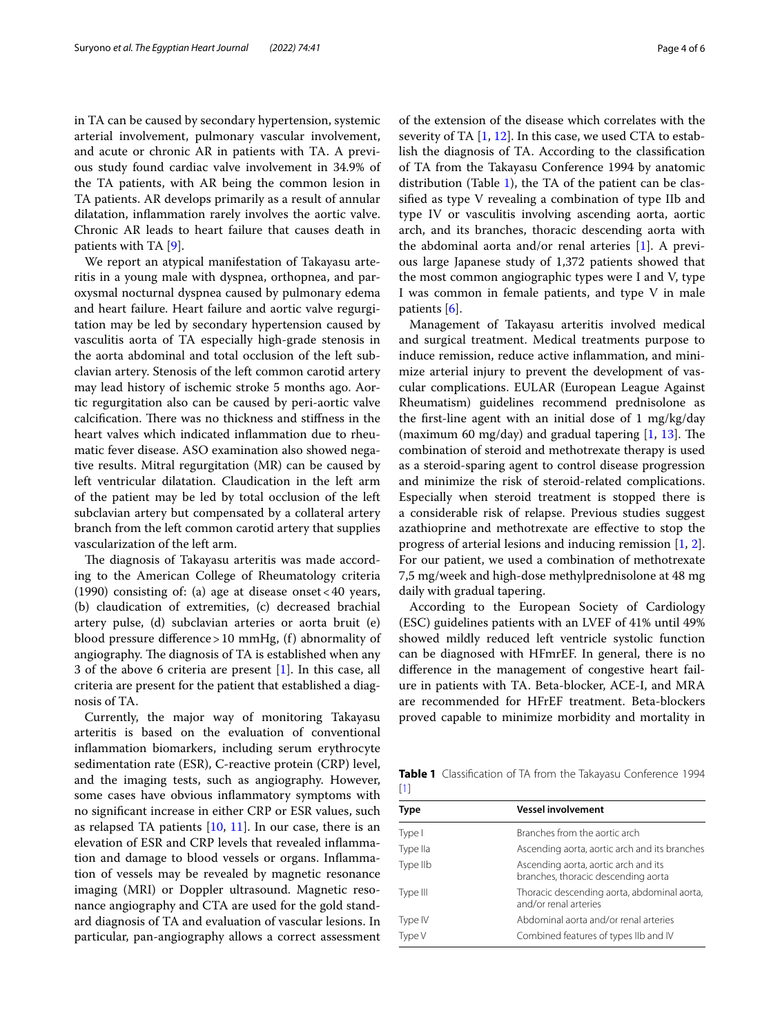in TA can be caused by secondary hypertension, systemic arterial involvement, pulmonary vascular involvement, and acute or chronic AR in patients with TA. A previous study found cardiac valve involvement in 34.9% of the TA patients, with AR being the common lesion in TA patients. AR develops primarily as a result of annular dilatation, inflammation rarely involves the aortic valve. Chronic AR leads to heart failure that causes death in patients with TA [9].

We report an atypical manifestation of Takayasu arteritis in a young male with dyspnea, orthopnea, and paroxysmal nocturnal dyspnea caused by pulmonary edema and heart failure. Heart failure and aortic valve regurgitation may be led by secondary hypertension caused by vasculitis aorta of TA especially high-grade stenosis in the aorta abdominal and total occlusion of the left subclavian artery. Stenosis of the left common carotid artery may lead history of ischemic stroke 5 months ago. Aortic regurgitation also can be caused by peri-aortic valve calcification. There was no thickness and stiffness in the heart valves which indicated inflammation due to rheumatic fever disease. ASO examination also showed negative results. Mitral regurgitation (MR) can be caused by left ventricular dilatation. Claudication in the left arm of the patient may be led by total occlusion of the left subclavian artery but compensated by a collateral artery branch from the left common carotid artery that supplies vascularization of the left arm.

The diagnosis of Takayasu arteritis was made according to the American College of Rheumatology criteria (1990) consisting of: (a) age at disease onset < 40 years, (b) claudication of extremities, (c) decreased brachial artery pulse, (d) subclavian arteries or aorta bruit (e) blood pressure difference > 10 mmHg, (f) abnormality of angiography. The diagnosis of TA is established when any 3 of the above 6 criteria are present [1]. In this case, all criteria are present for the patient that established a diagnosis of TA.

Currently, the major way of monitoring Takayasu arteritis is based on the evaluation of conventional inflammation biomarkers, including serum erythrocyte sedimentation rate (ESR), C-reactive protein (CRP) level, and the imaging tests, such as angiography. However, some cases have obvious inflammatory symptoms with no significant increase in either CRP or ESR values, such as relapsed TA patients [10, 11]. In our case, there is an elevation of ESR and CRP levels that revealed inflammation and damage to blood vessels or organs. Inflammation of vessels may be revealed by magnetic resonance imaging (MRI) or Doppler ultrasound. Magnetic resonance angiography and CTA are used for the gold standard diagnosis of TA and evaluation of vascular lesions. In particular, pan-angiography allows a correct assessment of the extension of the disease which correlates with the severity of TA [1, 12]. In this case, we used CTA to establish the diagnosis of TA. According to the classification of TA from the Takayasu Conference 1994 by anatomic distribution (Table 1), the TA of the patient can be classified as type V revealing a combination of type IIb and type IV or vasculitis involving ascending aorta, aortic arch, and its branches, thoracic descending aorta with the abdominal aorta and/or renal arteries [1]. A previous large Japanese study of 1,372 patients showed that the most common angiographic types were I and V, type I was common in female patients, and type V in male patients [6].

Management of Takayasu arteritis involved medical and surgical treatment. Medical treatments purpose to induce remission, reduce active inflammation, and minimize arterial injury to prevent the development of vascular complications. EULAR (European League Against Rheumatism) guidelines recommend prednisolone as the first-line agent with an initial dose of 1 mg/kg/day (maximum 60 mg/day) and gradual tapering [1, 13]. The combination of steroid and methotrexate therapy is used as a steroid-sparing agent to control disease progression and minimize the risk of steroid-related complications. Especially when steroid treatment is stopped there is a considerable risk of relapse. Previous studies suggest azathioprine and methotrexate are effective to stop the progress of arterial lesions and inducing remission [1, 2]. For our patient, we used a combination of methotrexate 7,5 mg/week and high-dose methylprednisolone at 48 mg daily with gradual tapering.

According to the European Society of Cardiology (ESC) guidelines patients with an LVEF of 41% until 49% showed mildly reduced left ventricle systolic function can be diagnosed with HFmrEF. In general, there is no difference in the management of congestive heart failure in patients with TA. Beta-blocker, ACE-I, and MRA are recommended for HFrEF treatment. Beta-blockers proved capable to minimize morbidity and mortality in

**Table 1** Classification of TA from the Takayasu Conference 1994 [1]

| Type | Vessel involvement |
|---|---|
| Type I | Branches from the aortic arch |
| Type IIa | Ascending aorta, aortic arch and its branches |
| Type IIb | Ascending aorta, aortic arch and its branches, thoracic descending aorta |
| Type III | Thoracic descending aorta, abdominal aorta, and/or renal arteries |
| Type IV | Abdominal aorta and/or renal arteries |
| Type V | Combined features of types IIb and IV |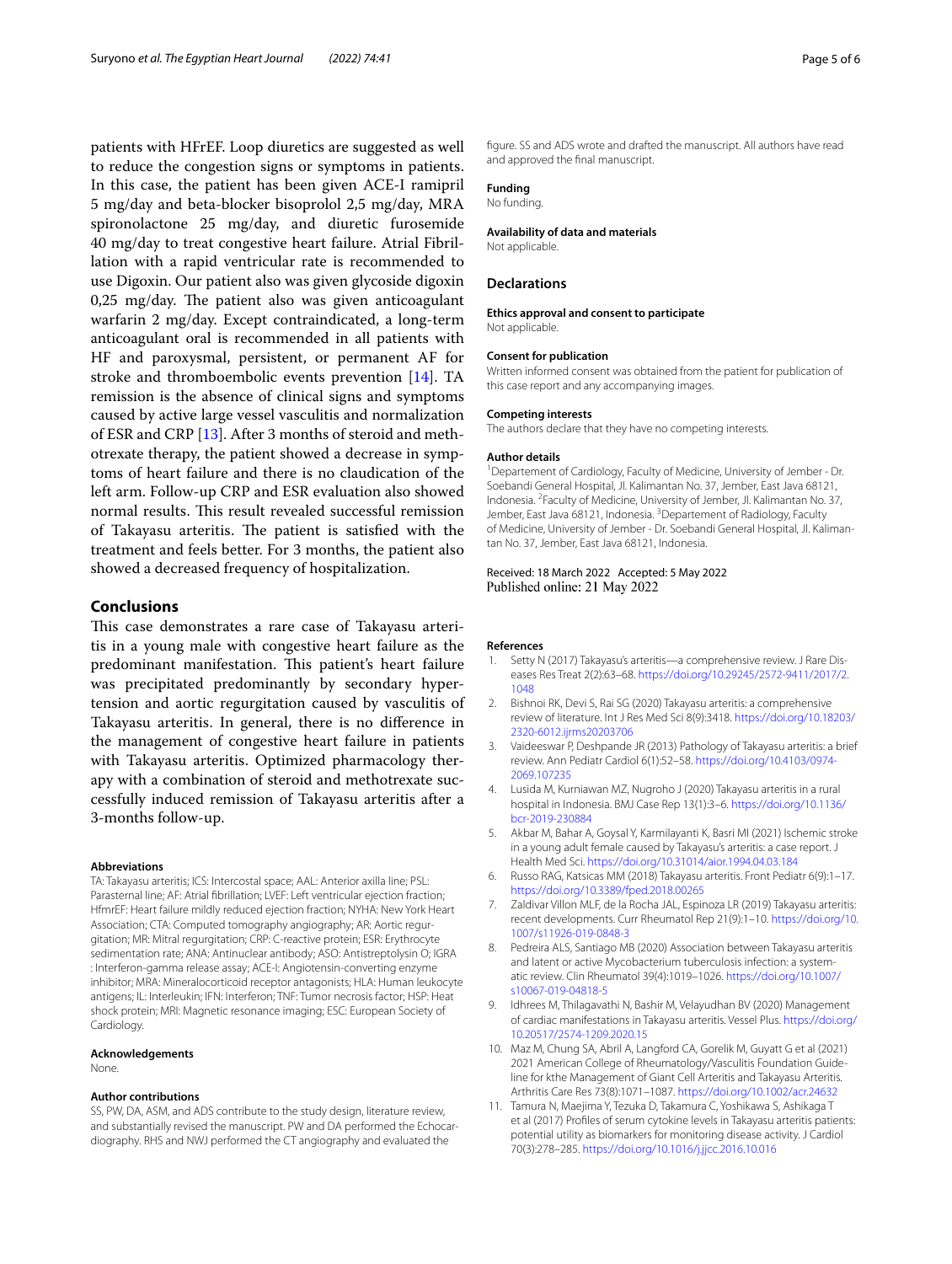patients with HFrEF. Loop diuretics are suggested as well to reduce the congestion signs or symptoms in patients. In this case, the patient has been given ACE-I ramipril 5 mg/day and beta-blocker bisoprolol 2,5 mg/day, MRA spironolactone 25 mg/day, and diuretic furosemide 40 mg/day to treat congestive heart failure. Atrial Fibrillation with a rapid ventricular rate is recommended to use Digoxin. Our patient also was given glycoside digoxin 0,25 mg/day. The patient also was given anticoagulant warfarin 2 mg/day. Except contraindicated, a long-term anticoagulant oral is recommended in all patients with HF and paroxysmal, persistent, or permanent AF for stroke and thromboembolic events prevention [14]. TA remission is the absence of clinical signs and symptoms caused by active large vessel vasculitis and normalization of ESR and CRP [13]. After 3 months of steroid and methotrexate therapy, the patient showed a decrease in symptoms of heart failure and there is no claudication of the left arm. Follow-up CRP and ESR evaluation also showed normal results. This result revealed successful remission of Takayasu arteritis. The patient is satisfied with the treatment and feels better. For 3 months, the patient also showed a decreased frequency of hospitalization.

## Conclusions

This case demonstrates a rare case of Takayasu arteritis in a young male with congestive heart failure as the predominant manifestation. This patient's heart failure was precipitated predominantly by secondary hypertension and aortic regurgitation caused by vasculitis of Takayasu arteritis. In general, there is no difference in the management of congestive heart failure in patients with Takayasu arteritis. Optimized pharmacology therapy with a combination of steroid and methotrexate successfully induced remission of Takayasu arteritis after a 3-months follow-up.

#### Abbreviations

TA: Takayasu arteritis; ICS: Intercostal space; AAL: Anterior axilla line; PSL: Parasternal line; AF: Atrial fibrillation; LVEF: Left ventricular ejection fraction; HFmrEF: Heart failure mildly reduced ejection fraction; NYHA: New York Heart Association; CTA: Computed tomography angiography; AR: Aortic regurgitation; MR: Mitral regurgitation; CRP: C-reactive protein; ESR: Erythrocyte sedimentation rate; ANA: Antinuclear antibody; ASO: Antistreptolysin O; IGRA : Interferon-gamma release assay; ACE-I: Angiotensin-converting enzyme inhibitor; MRA: Mineralocorticoid receptor antagonists; HLA: Human leukocyte antigens; IL: Interleukin; IFN: Interferon; TNF: Tumor necrosis factor; HSP: Heat shock protein; MRI: Magnetic resonance imaging; ESC: European Society of Cardiology.

#### Acknowledgements

None.

#### Author contributions

SS, PW, DA, ASM, and ADS contribute to the study design, literature review, and substantially revised the manuscript. PW and DA performed the Echocardiography. RHS and NWJ performed the CT angiography and evaluated the figure. SS and ADS wrote and drafted the manuscript. All authors have read and approved the final manuscript.

#### Funding

No funding.

#### Availability of data and materials

Not applicable.

### Declarations

#### Ethics approval and consent to participate

Not applicable.

#### Consent for publication

Written informed consent was obtained from the patient for publication of this case report and any accompanying images.

#### Competing interests

The authors declare that they have no competing interests.

#### Author details

[1] Departement of Cardiology, Faculty of Medicine, University of Jember - Dr. Soebandi General Hospital, Jl. Kalimantan No. 37, Jember, East Java 68121, Indonesia. [2] Faculty of Medicine, University of Jember, Jl. Kalimantan No. 37, Jember, East Java 68121, Indonesia. [3] Departement of Radiology, Faculty of Medicine, University of Jember - Dr. Soebandi General Hospital, Jl. Kalimantan No. 37, Jember, East Java 68121, Indonesia.

Received: 18 March 2022 Accepted: 5 May 2022
Published online: 21 May 2022

#### References

1. Setty N (2017) Takayasu's arteritis—a comprehensive review. J Rare Diseases Res Treat 2(2):63–68. https://doi.org/10.29245/2572-9411/2017/2.1048
2. Bishnoi RK, Devi S, Rai SG (2020) Takayasu arteritis: a comprehensive review of literature. Int J Res Med Sci 8(9):3418. https://doi.org/10.18203/2320-6012.ijrms20203706
3. Vaideeswar P, Deshpande JR (2013) Pathology of Takayasu arteritis: a brief review. Ann Pediatr Cardiol 6(1):52–58. https://doi.org/10.4103/0974-2069.107235
4. Lusida M, Kurniawan MZ, Nugroho J (2020) Takayasu arteritis in a rural hospital in Indonesia. BMJ Case Rep 13(1):3–6. https://doi.org/10.1136/bcr-2019-230884
5. Akbar M, Bahar A, Goysal Y, Karmilayanti K, Basri MI (2021) Ischemic stroke in a young adult female caused by Takayasu's arteritis: a case report. J Health Med Sci. https://doi.org/10.31014/aior.1994.04.03.184
6. Russo RAG, Katsicas MM (2018) Takayasu arteritis. Front Pediatr 6(9):1–17. https://doi.org/10.3389/fped.2018.00265
7. Zaldivar Villon MLF, de la Rocha JAL, Espinoza LR (2019) Takayasu arteritis: recent developments. Curr Rheumatol Rep 21(9):1–10. https://doi.org/10.1007/s11926-019-0848-3
8. Pedreira ALS, Santiago MB (2020) Association between Takayasu arteritis and latent or active Mycobacterium tuberculosis infection: a systematic review. Clin Rheumatol 39(4):1019–1026. https://doi.org/10.1007/s10067-019-04818-5
9. Idhrees M, Thilagavathi N, Bashir M, Velayudhan BV (2020) Management of cardiac manifestations in Takayasu arteritis. Vessel Plus. https://doi.org/10.20517/2574-1209.2020.15
10. Maz M, Chung SA, Abril A, Langford CA, Gorelik M, Guyatt G et al (2021) 2021 American College of Rheumatology/Vasculitis Foundation Guideline for kthe Management of Giant Cell Arteritis and Takayasu Arteritis. Arthritis Care Res 73(8):1071–1087. https://doi.org/10.1002/acr.24632
11. Tamura N, Maejima Y, Tezuka D, Takamura C, Yoshikawa S, Ashikaga T et al (2017) Profiles of serum cytokine levels in Takayasu arteritis patients: potential utility as biomarkers for monitoring disease activity. J Cardiol 70(3):278–285. https://doi.org/10.1016/j.jjcc.2016.10.016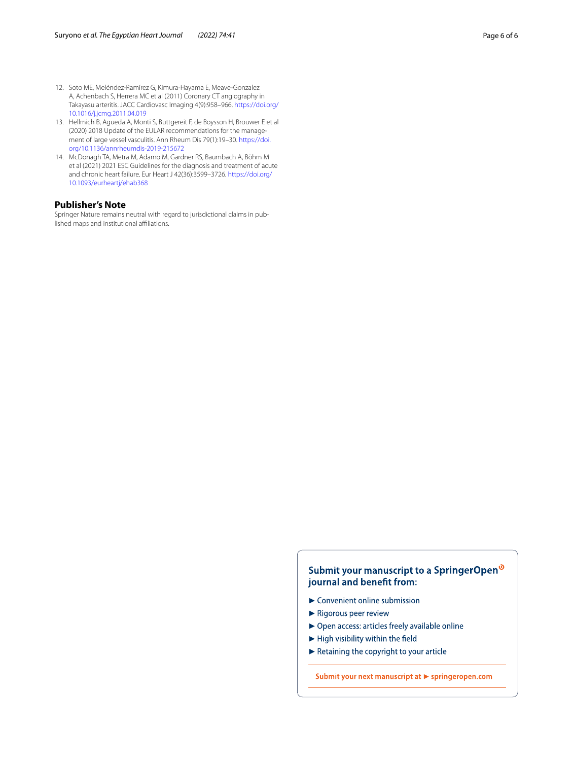12. Soto ME, Meléndez-Ramírez G, Kimura-Hayama E, Meave-Gonzalez A, Achenbach S, Herrera MC et al (2011) Coronary CT angiography in Takayasu arteritis. JACC Cardiovasc Imaging 4(9):958–966. https://doi.org/10.1016/j.jcmg.2011.04.019
13. Hellmich B, Agueda A, Monti S, Buttgereit F, de Boysson H, Brouwer E et al (2020) 2018 Update of the EULAR recommendations for the management of large vessel vasculitis. Ann Rheum Dis 79(1):19–30. https://doi.org/10.1136/annrheumdis-2019-215672
14. McDonagh TA, Metra M, Adamo M, Gardner RS, Baumbach A, Böhm M et al (2021) 2021 ESC Guidelines for the diagnosis and treatment of acute and chronic heart failure. Eur Heart J 42(36):3599–3726. https://doi.org/10.1093/eurheartj/ehab368

## Publisher's Note

Springer Nature remains neutral with regard to jurisdictional claims in published maps and institutional affiliations.

**Submit your manuscript to a SpringerOpen journal and benefit from:**

- ► Convenient online submission
- ► Rigorous peer review
- ► Open access: articles freely available online
- ► High visibility within the field
- ► Retaining the copyright to your article

**Submit your next manuscript at ► springeropen.com**